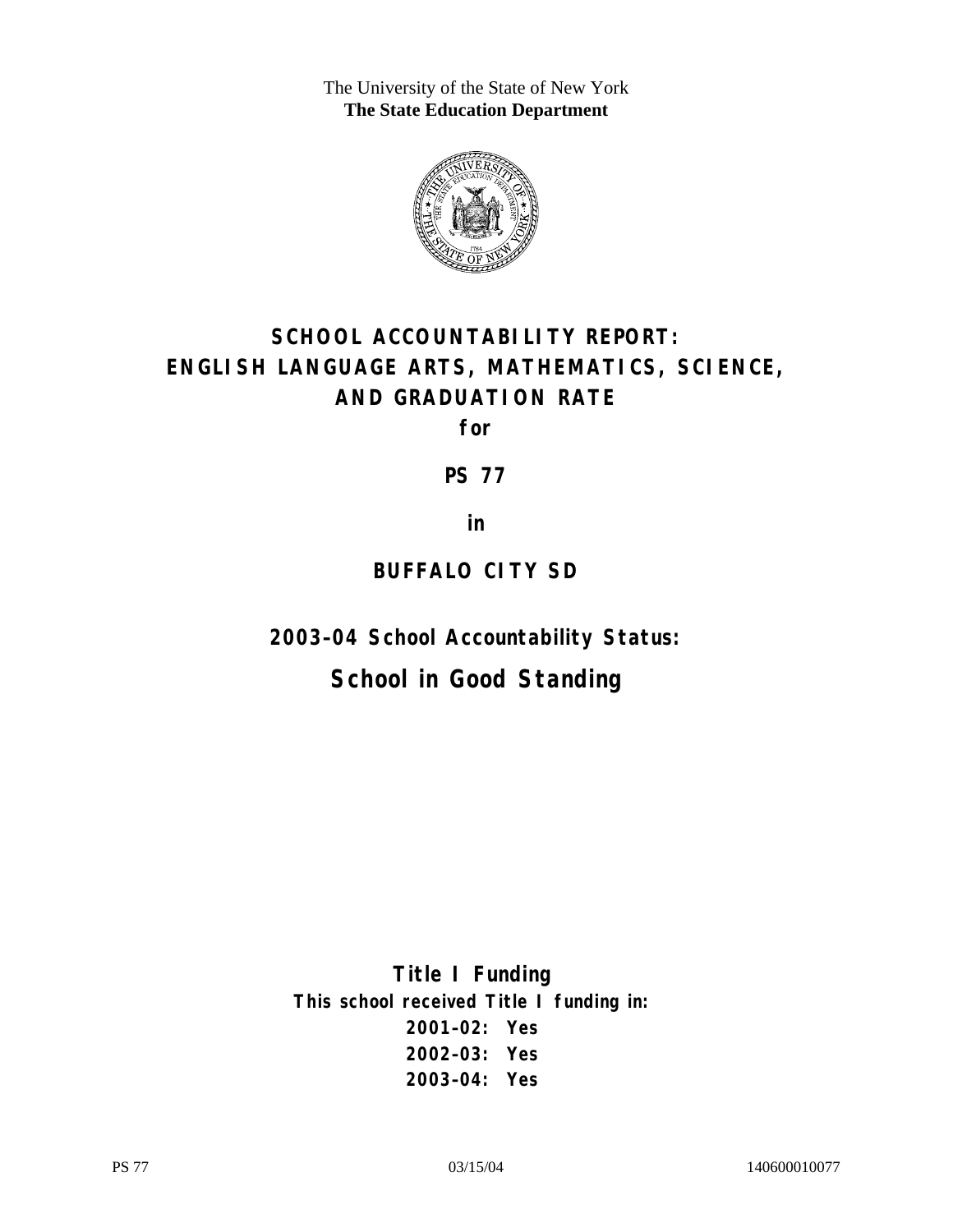The University of the State of New York
**The State Education Department**

# SCHOOL ACCOUNTABILITY REPORT: ENGLISH LANGUAGE ARTS, MATHEMATICS, SCIENCE, AND GRADUATION RATE

**for**

## PS 77

**in**

## BUFFALO CITY SD

### 2003–04 School Accountability Status:

## School in Good Standing

### Title I Funding

**This school received Title I funding in:**

**2001–02: Yes**
**2002–03: Yes**
**2003–04: Yes**

PS 77 03/15/04 140600010077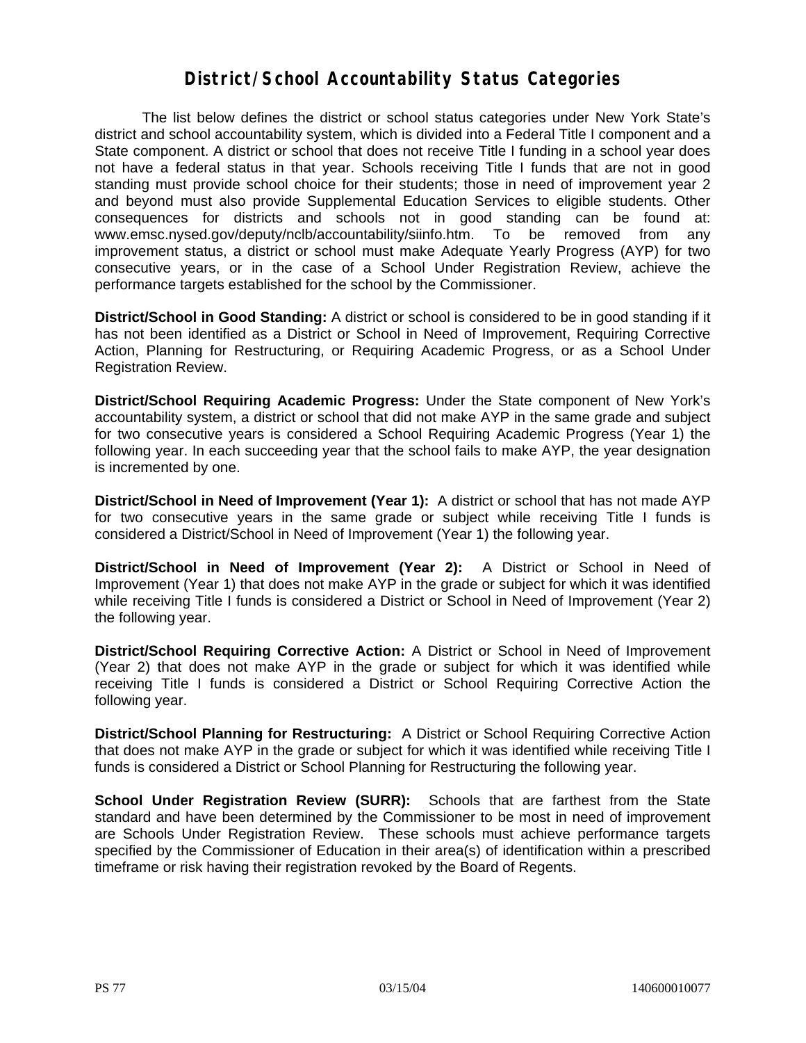# District/School Accountability Status Categories

The list below defines the district or school status categories under New York State's district and school accountability system, which is divided into a Federal Title I component and a State component. A district or school that does not receive Title I funding in a school year does not have a federal status in that year. Schools receiving Title I funds that are not in good standing must provide school choice for their students; those in need of improvement year 2 and beyond must also provide Supplemental Education Services to eligible students. Other consequences for districts and schools not in good standing can be found at: www.emsc.nysed.gov/deputy/nclb/accountability/siinfo.htm. To be removed from any improvement status, a district or school must make Adequate Yearly Progress (AYP) for two consecutive years, or in the case of a School Under Registration Review, achieve the performance targets established for the school by the Commissioner.

**District/School in Good Standing:** A district or school is considered to be in good standing if it has not been identified as a District or School in Need of Improvement, Requiring Corrective Action, Planning for Restructuring, or Requiring Academic Progress, or as a School Under Registration Review.

**District/School Requiring Academic Progress:** Under the State component of New York's accountability system, a district or school that did not make AYP in the same grade and subject for two consecutive years is considered a School Requiring Academic Progress (Year 1) the following year. In each succeeding year that the school fails to make AYP, the year designation is incremented by one.

**District/School in Need of Improvement (Year 1):** A district or school that has not made AYP for two consecutive years in the same grade or subject while receiving Title I funds is considered a District/School in Need of Improvement (Year 1) the following year.

**District/School in Need of Improvement (Year 2):** A District or School in Need of Improvement (Year 1) that does not make AYP in the grade or subject for which it was identified while receiving Title I funds is considered a District or School in Need of Improvement (Year 2) the following year.

**District/School Requiring Corrective Action:** A District or School in Need of Improvement (Year 2) that does not make AYP in the grade or subject for which it was identified while receiving Title I funds is considered a District or School Requiring Corrective Action the following year.

**District/School Planning for Restructuring:** A District or School Requiring Corrective Action that does not make AYP in the grade or subject for which it was identified while receiving Title I funds is considered a District or School Planning for Restructuring the following year.

**School Under Registration Review (SURR):** Schools that are farthest from the State standard and have been determined by the Commissioner to be most in need of improvement are Schools Under Registration Review. These schools must achieve performance targets specified by the Commissioner of Education in their area(s) of identification within a prescribed timeframe or risk having their registration revoked by the Board of Regents.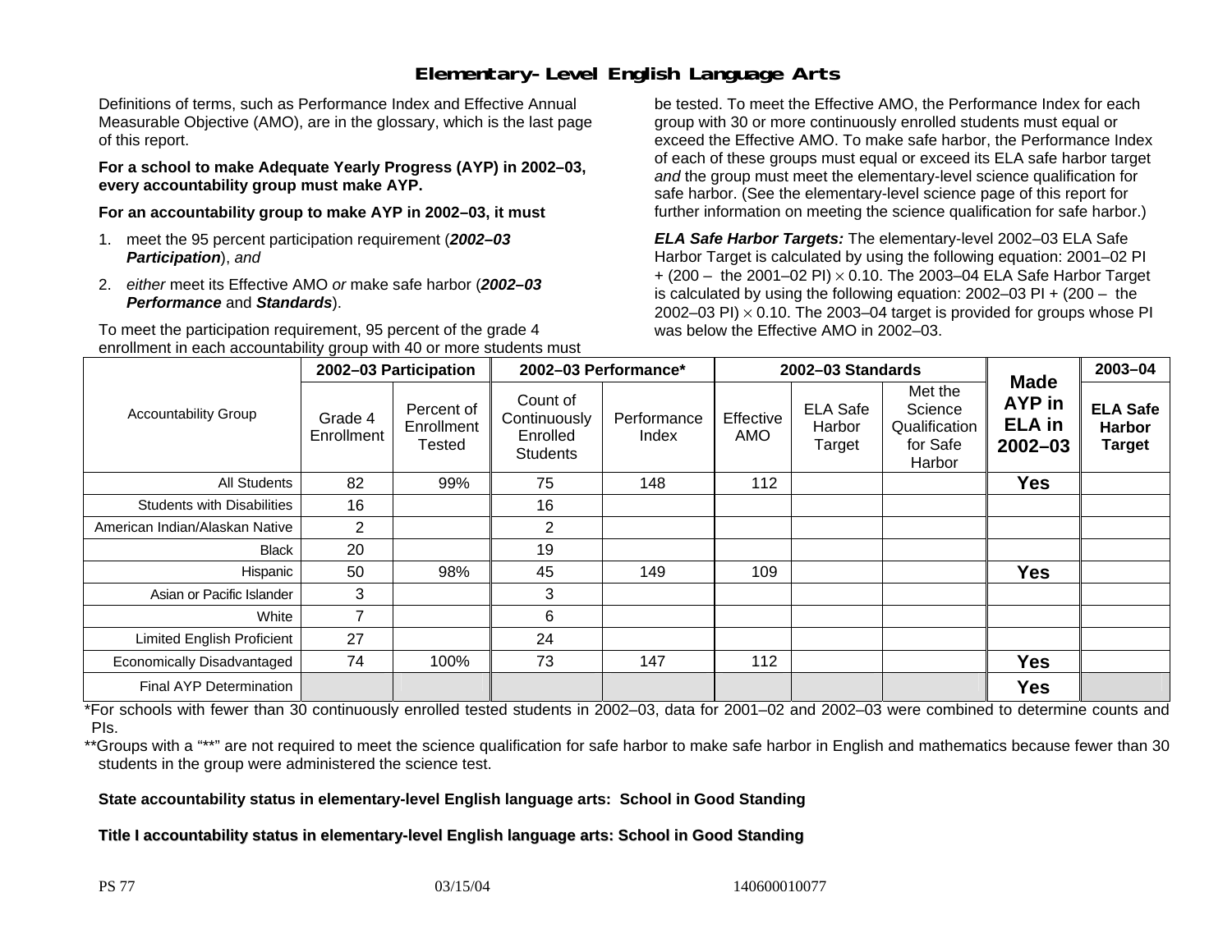# Elementary-Level English Language Arts

Definitions of terms, such as Performance Index and Effective Annual Measurable Objective (AMO), are in the glossary, which is the last page of this report.

**For a school to make Adequate Yearly Progress (AYP) in 2002–03, every accountability group must make AYP.**

**For an accountability group to make AYP in 2002–03, it must**

1. meet the 95 percent participation requirement (***2002–03 Participation***), *and*
2. *either* meet its Effective AMO *or* make safe harbor (***2002–03 Performance*** and ***Standards***).

To meet the participation requirement, 95 percent of the grade 4 enrollment in each accountability group with 40 or more students must be tested. To meet the Effective AMO, the Performance Index for each group with 30 or more continuously enrolled students must equal or exceed the Effective AMO. To make safe harbor, the Performance Index of each of these groups must equal or exceed its ELA safe harbor target *and* the group must meet the elementary-level science qualification for safe harbor. (See the elementary-level science page of this report for further information on meeting the science qualification for safe harbor.)

***ELA Safe Harbor Targets:*** The elementary-level 2002–03 ELA Safe Harbor Target is calculated by using the following equation: 2001–02 PI + (200 – the 2001–02 PI) $\times$ 0.10. The 2003–04 ELA Safe Harbor Target is calculated by using the following equation: 2002–03 PI + (200 – the 2002–03 PI) $\times$ 0.10. The 2003–04 target is provided for groups whose PI was below the Effective AMO in 2002–03.

| Accountability Group | 2002–03 Participation | | 2002–03 Performance* | | 2002–03 Standards | | | Made AYP in ELA in 2002–03 | 2003–04 |
|---|---|---|---|---|---|---|---|---|---|
| | Grade 4 Enrollment | Percent of Enrollment Tested | Count of Continuously Enrolled Students | Performance Index | Effective AMO | ELA Safe Harbor Target | Met the Science Qualification for Safe Harbor | | ELA Safe Harbor Target |
| All Students | 82 | 99% | 75 | 148 | 112 | | | **Yes** | |
| Students with Disabilities | 16 | | 16 | | | | | | |
| American Indian/Alaskan Native | 2 | | 2 | | | | | | |
| Black | 20 | | 19 | | | | | | |
| Hispanic | 50 | 98% | 45 | 149 | 109 | | | **Yes** | |
| Asian or Pacific Islander | 3 | | 3 | | | | | | |
| White | 7 | | 6 | | | | | | |
| Limited English Proficient | 27 | | 24 | | | | | | |
| Economically Disadvantaged | 74 | 100% | 73 | 147 | 112 | | | **Yes** | |
| Final AYP Determination | | | | | | | | **Yes** | |

*For schools with fewer than 30 continuously enrolled tested students in 2002–03, data for 2001–02 and 2002–03 were combined to determine counts and PIs.

**Groups with a "**" are not required to meet the science qualification for safe harbor to make safe harbor in English and mathematics because fewer than 30 students in the group were administered the science test.

**State accountability status in elementary-level English language arts: School in Good Standing**

**Title I accountability status in elementary-level English language arts: School in Good Standing**

PS 77 03/15/04 140600010077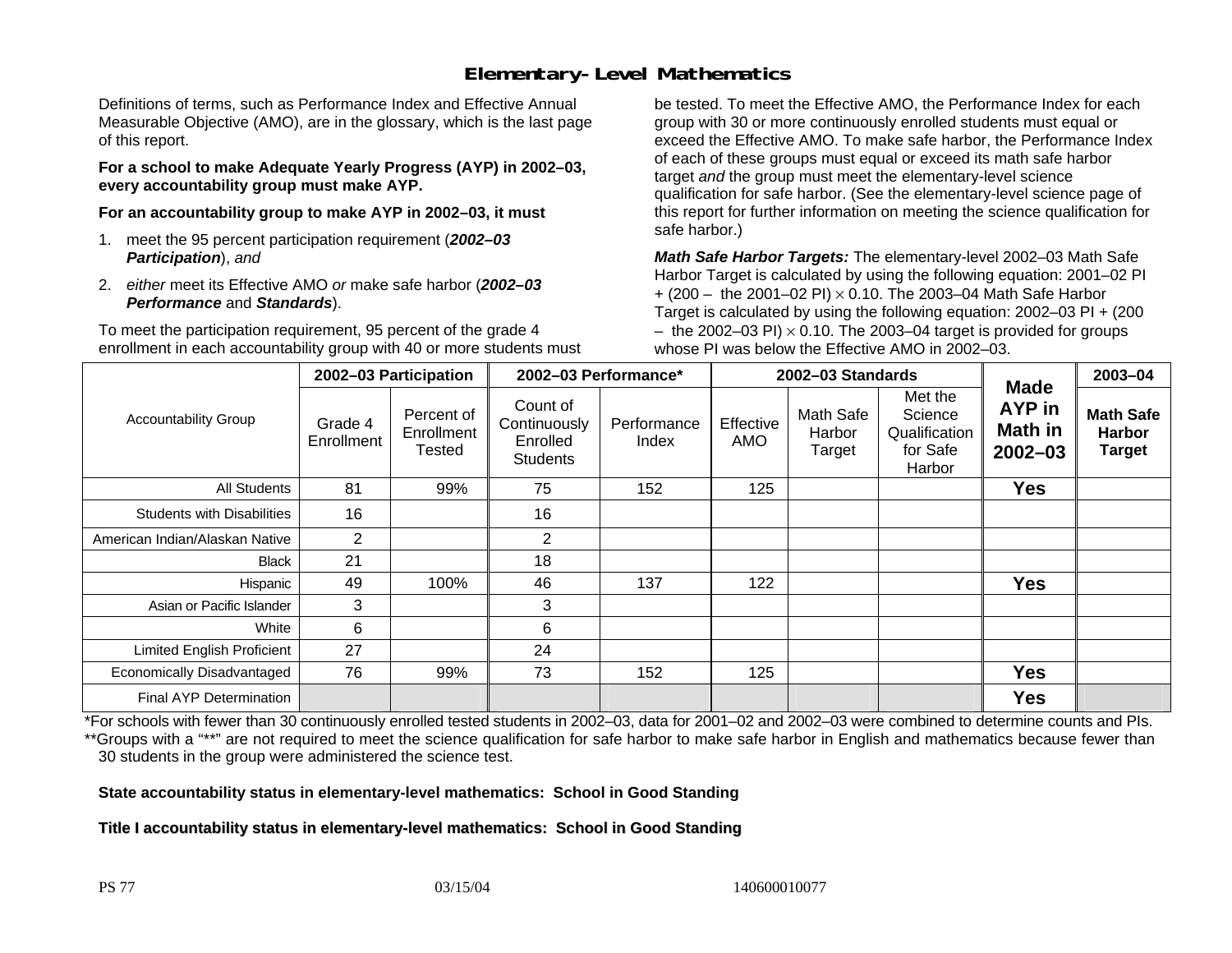## Elementary-Level Mathematics

Definitions of terms, such as Performance Index and Effective Annual Measurable Objective (AMO), are in the glossary, which is the last page of this report.

**For a school to make Adequate Yearly Progress (AYP) in 2002–03, every accountability group must make AYP.**

**For an accountability group to make AYP in 2002–03, it must**

1. meet the 95 percent participation requirement (***2002–03 Participation***), *and*
2. *either* meet its Effective AMO *or* make safe harbor (***2002–03 Performance*** and ***Standards***).

To meet the participation requirement, 95 percent of the grade 4 enrollment in each accountability group with 40 or more students must be tested. To meet the Effective AMO, the Performance Index for each group with 30 or more continuously enrolled students must equal or exceed the Effective AMO. To make safe harbor, the Performance Index of each of these groups must equal or exceed its math safe harbor target *and* the group must meet the elementary-level science qualification for safe harbor. (See the elementary-level science page of this report for further information on meeting the science qualification for safe harbor.)

***Math Safe Harbor Targets:*** The elementary-level 2002–03 Math Safe Harbor Target is calculated by using the following equation: 2001–02 PI + (200 – the 2001–02 PI) $\times$ 0.10. The 2003–04 Math Safe Harbor Target is calculated by using the following equation: 2002–03 PI + (200 – the 2002–03 PI) $\times$ 0.10. The 2003–04 target is provided for groups whose PI was below the Effective AMO in 2002–03.

| Accountability Group | 2002–03 Participation | | 2002–03 Performance* | | 2002–03 Standards | | | Made AYP in Math in 2002–03 | 2003–04 |
|---|---|---|---|---|---|---|---|---|---|
| | Grade 4 Enrollment | Percent of Enrollment Tested | Count of Continuously Enrolled Students | Performance Index | Effective AMO | Math Safe Harbor Target | Met the Science Qualification for Safe Harbor | | Math Safe Harbor Target |
| All Students | 81 | 99% | 75 | 152 | 125 | | | **Yes** | |
| Students with Disabilities | 16 | | 16 | | | | | | |
| American Indian/Alaskan Native | 2 | | 2 | | | | | | |
| Black | 21 | | 18 | | | | | | |
| Hispanic | 49 | 100% | 46 | 137 | 122 | | | **Yes** | |
| Asian or Pacific Islander | 3 | | 3 | | | | | | |
| White | 6 | | 6 | | | | | | |
| Limited English Proficient | 27 | | 24 | | | | | | |
| Economically Disadvantaged | 76 | 99% | 73 | 152 | 125 | | | **Yes** | |
| Final AYP Determination | | | | | | | | **Yes** | |

*For schools with fewer than 30 continuously enrolled tested students in 2002–03, data for 2001–02 and 2002–03 were combined to determine counts and PIs.

**Groups with a "**" are not required to meet the science qualification for safe harbor to make safe harbor in English and mathematics because fewer than 30 students in the group were administered the science test.

**State accountability status in elementary-level mathematics: School in Good Standing**

**Title I accountability status in elementary-level mathematics: School in Good Standing**

PS 77 03/15/04 140600010077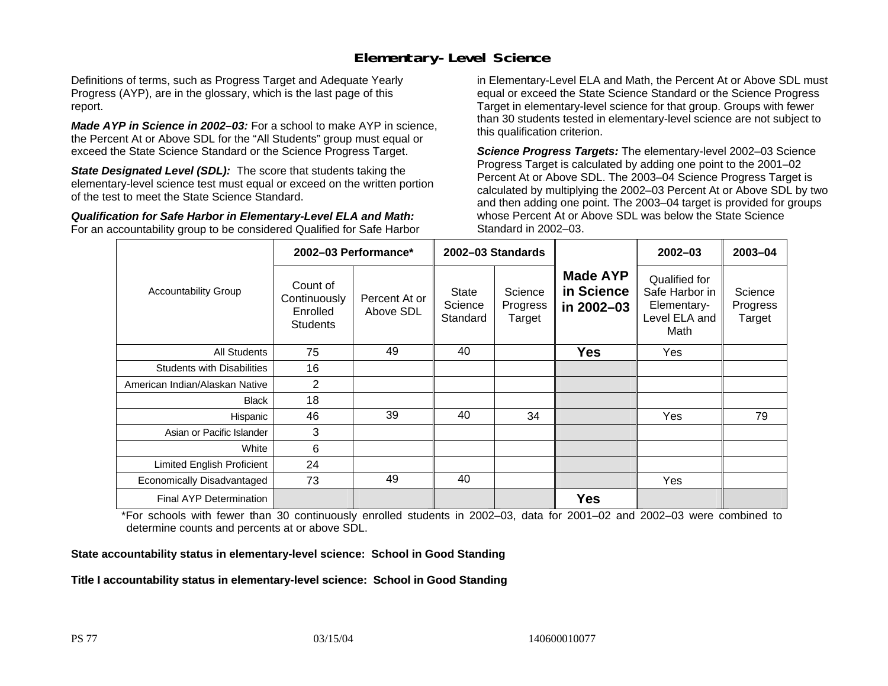# Elementary-Level Science

Definitions of terms, such as Progress Target and Adequate Yearly Progress (AYP), are in the glossary, which is the last page of this report.

***Made AYP in Science in 2002–03:*** For a school to make AYP in science, the Percent At or Above SDL for the "All Students" group must equal or exceed the State Science Standard or the Science Progress Target.

***State Designated Level (SDL):*** The score that students taking the elementary-level science test must equal or exceed on the written portion of the test to meet the State Science Standard.

***Qualification for Safe Harbor in Elementary-Level ELA and Math:*** For an accountability group to be considered Qualified for Safe Harbor in Elementary-Level ELA and Math, the Percent At or Above SDL must equal or exceed the State Science Standard or the Science Progress Target in elementary-level science for that group. Groups with fewer than 30 students tested in elementary-level science are not subject to this qualification criterion.

***Science Progress Targets:*** The elementary-level 2002–03 Science Progress Target is calculated by adding one point to the 2001–02 Percent At or Above SDL. The 2003–04 Science Progress Target is calculated by multiplying the 2002–03 Percent At or Above SDL by two and then adding one point. The 2003–04 target is provided for groups whose Percent At or Above SDL was below the State Science Standard in 2002–03.

| Accountability Group | 2002–03 Performance* | | 2002–03 Standards | | Made AYP in Science in 2002–03 | 2002–03 | 2003–04 |
|---|---|---|---|---|---|---|---|
| | Count of Continuously Enrolled Students | Percent At or Above SDL | State Science Standard | Science Progress Target | | Qualified for Safe Harbor in Elementary-Level ELA and Math | Science Progress Target |
| All Students | 75 | 49 | 40 | | **Yes** | Yes | |
| Students with Disabilities | 16 | | | | | | |
| American Indian/Alaskan Native | 2 | | | | | | |
| Black | 18 | | | | | | |
| Hispanic | 46 | 39 | 40 | 34 | | Yes | 79 |
| Asian or Pacific Islander | 3 | | | | | | |
| White | 6 | | | | | | |
| Limited English Proficient | 24 | | | | | | |
| Economically Disadvantaged | 73 | 49 | 40 | | | Yes | |
| Final AYP Determination | | | | | **Yes** | | |

*For schools with fewer than 30 continuously enrolled students in 2002–03, data for 2001–02 and 2002–03 were combined to determine counts and percents at or above SDL.

**State accountability status in elementary-level science: School in Good Standing**

**Title I accountability status in elementary-level science: School in Good Standing**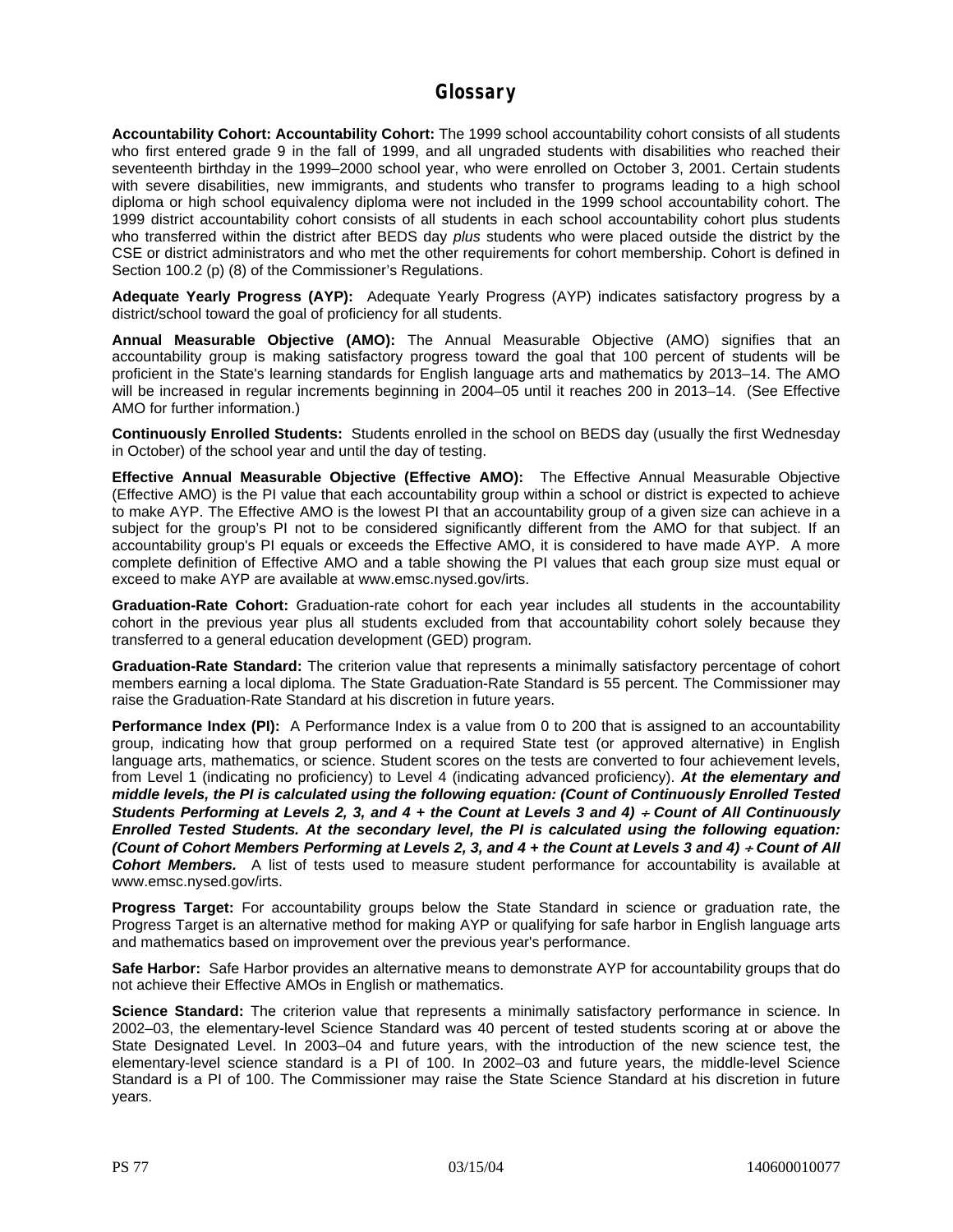# Glossary

**Accountability Cohort: Accountability Cohort:** The 1999 school accountability cohort consists of all students who first entered grade 9 in the fall of 1999, and all ungraded students with disabilities who reached their seventeenth birthday in the 1999–2000 school year, who were enrolled on October 3, 2001. Certain students with severe disabilities, new immigrants, and students who transfer to programs leading to a high school diploma or high school equivalency diploma were not included in the 1999 school accountability cohort. The 1999 district accountability cohort consists of all students in each school accountability cohort plus students who transferred within the district after BEDS day *plus* students who were placed outside the district by the CSE or district administrators and who met the other requirements for cohort membership. Cohort is defined in Section 100.2 (p) (8) of the Commissioner's Regulations.

**Adequate Yearly Progress (AYP):** Adequate Yearly Progress (AYP) indicates satisfactory progress by a district/school toward the goal of proficiency for all students.

**Annual Measurable Objective (AMO):** The Annual Measurable Objective (AMO) signifies that an accountability group is making satisfactory progress toward the goal that 100 percent of students will be proficient in the State's learning standards for English language arts and mathematics by 2013–14. The AMO will be increased in regular increments beginning in 2004–05 until it reaches 200 in 2013–14. (See Effective AMO for further information.)

**Continuously Enrolled Students:** Students enrolled in the school on BEDS day (usually the first Wednesday in October) of the school year and until the day of testing.

**Effective Annual Measurable Objective (Effective AMO):** The Effective Annual Measurable Objective (Effective AMO) is the PI value that each accountability group within a school or district is expected to achieve to make AYP. The Effective AMO is the lowest PI that an accountability group of a given size can achieve in a subject for the group's PI not to be considered significantly different from the AMO for that subject. If an accountability group's PI equals or exceeds the Effective AMO, it is considered to have made AYP. A more complete definition of Effective AMO and a table showing the PI values that each group size must equal or exceed to make AYP are available at www.emsc.nysed.gov/irts.

**Graduation-Rate Cohort:** Graduation-rate cohort for each year includes all students in the accountability cohort in the previous year plus all students excluded from that accountability cohort solely because they transferred to a general education development (GED) program.

**Graduation-Rate Standard:** The criterion value that represents a minimally satisfactory percentage of cohort members earning a local diploma. The State Graduation-Rate Standard is 55 percent. The Commissioner may raise the Graduation-Rate Standard at his discretion in future years.

**Performance Index (PI):** A Performance Index is a value from 0 to 200 that is assigned to an accountability group, indicating how that group performed on a required State test (or approved alternative) in English language arts, mathematics, or science. Student scores on the tests are converted to four achievement levels, from Level 1 (indicating no proficiency) to Level 4 (indicating advanced proficiency). ***At the elementary and middle levels, the PI is calculated using the following equation: (Count of Continuously Enrolled Tested Students Performing at Levels 2, 3, and 4 + the Count at Levels 3 and 4) ÷ Count of All Continuously Enrolled Tested Students. At the secondary level, the PI is calculated using the following equation: (Count of Cohort Members Performing at Levels 2, 3, and 4 + the Count at Levels 3 and 4) ÷ Count of All Cohort Members.*** A list of tests used to measure student performance for accountability is available at www.emsc.nysed.gov/irts.

**Progress Target:** For accountability groups below the State Standard in science or graduation rate, the Progress Target is an alternative method for making AYP or qualifying for safe harbor in English language arts and mathematics based on improvement over the previous year's performance.

**Safe Harbor:** Safe Harbor provides an alternative means to demonstrate AYP for accountability groups that do not achieve their Effective AMOs in English or mathematics.

**Science Standard:** The criterion value that represents a minimally satisfactory performance in science. In 2002–03, the elementary-level Science Standard was 40 percent of tested students scoring at or above the State Designated Level. In 2003–04 and future years, with the introduction of the new science test, the elementary-level science standard is a PI of 100. In 2002–03 and future years, the middle-level Science Standard is a PI of 100. The Commissioner may raise the State Science Standard at his discretion in future years.